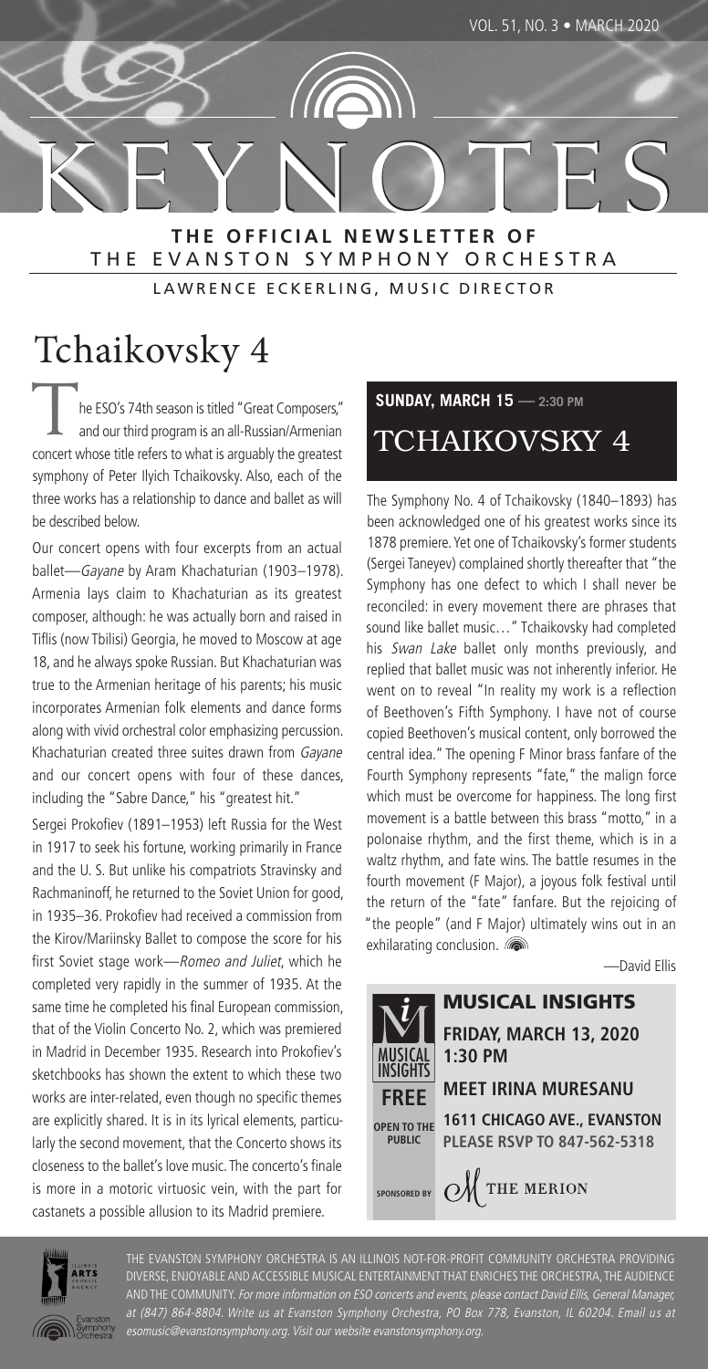# KEYNOTES

**THE OFFICIAL NEWSLETTER OF**
THE EVANSTON SYMPHONY ORCHESTRA

LAWRENCE ECKERLING, MUSIC DIRECTOR

# Tchaikovsky 4

The ESO's 74th season is titled "Great Composers," and our third program is an all-Russian/Armenian concert whose title refers to what is arguably the greatest symphony of Peter Ilyich Tchaikovsky. Also, each of the three works has a relationship to dance and ballet as will be described below.

Our concert opens with four excerpts from an actual ballet—*Gayane* by Aram Khachaturian (1903–1978). Armenia lays claim to Khachaturian as its greatest composer, although: he was actually born and raised in Tiflis (now Tbilisi) Georgia, he moved to Moscow at age 18, and he always spoke Russian. But Khachaturian was true to the Armenian heritage of his parents; his music incorporates Armenian folk elements and dance forms along with vivid orchestral color emphasizing percussion. Khachaturian created three suites drawn from *Gayane* and our concert opens with four of these dances, including the "Sabre Dance," his "greatest hit."

Sergei Prokofiev (1891–1953) left Russia for the West in 1917 to seek his fortune, working primarily in France and the U. S. But unlike his compatriots Stravinsky and Rachmaninoff, he returned to the Soviet Union for good, in 1935–36. Prokofiev had received a commission from the Kirov/Mariinsky Ballet to compose the score for his first Soviet stage work—*Romeo and Juliet*, which he completed very rapidly in the summer of 1935. At the same time he completed his final European commission, that of the Violin Concerto No. 2, which was premiered in Madrid in December 1935. Research into Prokofiev's sketchbooks has shown the extent to which these two works are inter-related, even though no specific themes are explicitly shared. It is in its lyrical elements, particularly the second movement, that the Concerto shows its closeness to the ballet's love music. The concerto's finale is more in a motoric virtuosic vein, with the part for castanets a possible allusion to its Madrid premiere.

**SUNDAY, MARCH 15 — 2:30 PM**

## TCHAIKOVSKY 4

The Symphony No. 4 of Tchaikovsky (1840–1893) has been acknowledged one of his greatest works since its 1878 premiere. Yet one of Tchaikovsky's former students (Sergei Taneyev) complained shortly thereafter that "the Symphony has one defect to which I shall never be reconciled: in every movement there are phrases that sound like ballet music…" Tchaikovsky had completed his *Swan Lake* ballet only months previously, and replied that ballet music was not inherently inferior. He went on to reveal "In reality my work is a reflection of Beethoven's Fifth Symphony. I have not of course copied Beethoven's musical content, only borrowed the central idea." The opening F Minor brass fanfare of the Fourth Symphony represents "fate," the malign force which must be overcome for happiness. The long first movement is a battle between this brass "motto," in a polonaise rhythm, and the first theme, which is in a waltz rhythm, and fate wins. The battle resumes in the fourth movement (F Major), a joyous folk festival until the return of the "fate" fanfare. But the rejoicing of "the people" (and F Major) ultimately wins out in an exhilarating conclusion.

—David Ellis

**MUSICAL INSIGHTS**

**FRIDAY, MARCH 13, 2020**
**1:30 PM**

**FREE**
**OPEN TO THE PUBLIC**

**MEET IRINA MURESANU**

**1611 CHICAGO AVE., EVANSTON**
**PLEASE RSVP TO 847-562-5318**

SPONSORED BY THE MERION

THE EVANSTON SYMPHONY ORCHESTRA IS AN ILLINOIS NOT-FOR-PROFIT COMMUNITY ORCHESTRA PROVIDING DIVERSE, ENJOYABLE AND ACCESSIBLE MUSICAL ENTERTAINMENT THAT ENRICHES THE ORCHESTRA, THE AUDIENCE AND THE COMMUNITY. *For more information on ESO concerts and events, please contact David Ellis, General Manager, at (847) 864-8804. Write us at Evanston Symphony Orchestra, PO Box 778, Evanston, IL 60204. Email us at esomusic@evanstonsymphony.org. Visit our website evanstonsymphony.org.*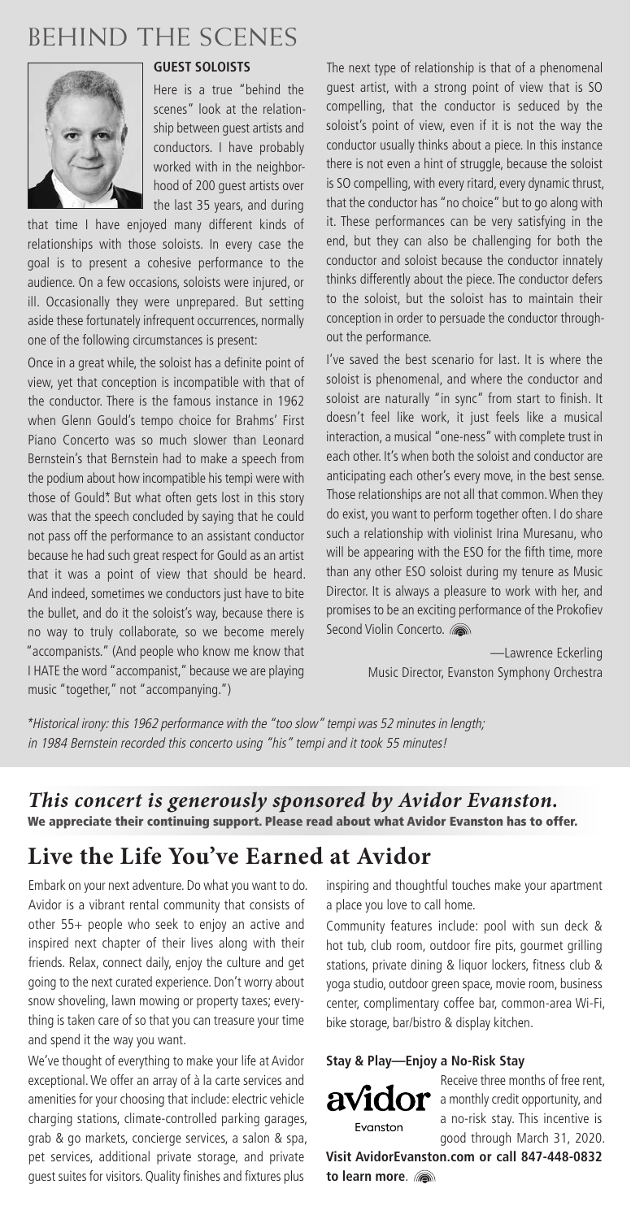# BEHIND THE SCENES

### GUEST SOLOISTS

Here is a true "behind the scenes" look at the relationship between guest artists and conductors. I have probably worked with in the neighborhood of 200 guest artists over the last 35 years, and during that time I have enjoyed many different kinds of relationships with those soloists. In every case the goal is to present a cohesive performance to the audience. On a few occasions, soloists were injured, or ill. Occasionally they were unprepared. But setting aside these fortunately infrequent occurrences, normally one of the following circumstances is present:

Once in a great while, the soloist has a definite point of view, yet that conception is incompatible with that of the conductor. There is the famous instance in 1962 when Glenn Gould's tempo choice for Brahms' First Piano Concerto was so much slower than Leonard Bernstein's that Bernstein had to make a speech from the podium about how incompatible his tempi were with those of Gould*. But what often gets lost in this story was that the speech concluded by saying that he could not pass off the performance to an assistant conductor because he had such great respect for Gould as an artist that it was a point of view that should be heard. And indeed, sometimes we conductors just have to bite the bullet, and do it the soloist's way, because there is no way to truly collaborate, so we become merely "accompanists." (And people who know me know that I HATE the word "accompanist," because we are playing music "together," not "accompanying.")

The next type of relationship is that of a phenomenal guest artist, with a strong point of view that is SO compelling, that the conductor is seduced by the soloist's point of view, even if it is not the way the conductor usually thinks about a piece. In this instance there is not even a hint of struggle, because the soloist is SO compelling, with every ritard, every dynamic thrust, that the conductor has "no choice" but to go along with it. These performances can be very satisfying in the end, but they can also be challenging for both the conductor and soloist because the conductor innately thinks differently about the piece. The conductor defers to the soloist, but the soloist has to maintain their conception in order to persuade the conductor throughout the performance.

I've saved the best scenario for last. It is where the soloist is phenomenal, and where the conductor and soloist are naturally "in sync" from start to finish. It doesn't feel like work, it just feels like a musical interaction, a musical "one-ness" with complete trust in each other. It's when both the soloist and conductor are anticipating each other's every move, in the best sense. Those relationships are not all that common. When they do exist, you want to perform together often. I do share such a relationship with violinist Irina Muresanu, who will be appearing with the ESO for the fifth time, more than any other ESO soloist during my tenure as Music Director. It is always a pleasure to work with her, and promises to be an exciting performance of the Prokofiev Second Violin Concerto.

—Lawrence Eckerling
Music Director, Evanston Symphony Orchestra

*\*Historical irony: this 1962 performance with the "too slow" tempi was 52 minutes in length; in 1984 Bernstein recorded this concerto using "his" tempi and it took 55 minutes!*

***This concert is generously sponsored by Avidor Evanston.***

**We appreciate their continuing support. Please read about what Avidor Evanston has to offer.**

## Live the Life You've Earned at Avidor

Embark on your next adventure. Do what you want to do. Avidor is a vibrant rental community that consists of other 55+ people who seek to enjoy an active and inspired next chapter of their lives along with their friends. Relax, connect daily, enjoy the culture and get going to the next curated experience. Don't worry about snow shoveling, lawn mowing or property taxes; everything is taken care of so that you can treasure your time and spend it the way you want.

We've thought of everything to make your life at Avidor exceptional. We offer an array of à la carte services and amenities for your choosing that include: electric vehicle charging stations, climate-controlled parking garages, grab & go markets, concierge services, a salon & spa, pet services, additional private storage, and private guest suites for visitors. Quality finishes and fixtures plus inspiring and thoughtful touches make your apartment a place you love to call home.

Community features include: pool with sun deck & hot tub, club room, outdoor fire pits, gourmet grilling stations, private dining & liquor lockers, fitness club & yoga studio, outdoor green space, movie room, business center, complimentary coffee bar, common-area Wi-Fi, bike storage, bar/bistro & display kitchen.

**Stay & Play—Enjoy a No-Risk Stay**

avidor
Evanston

Receive three months of free rent, a monthly credit opportunity, and a no-risk stay. This incentive is good through March 31, 2020.

**Visit AvidorEvanston.com or call 847-448-0832 to learn more**.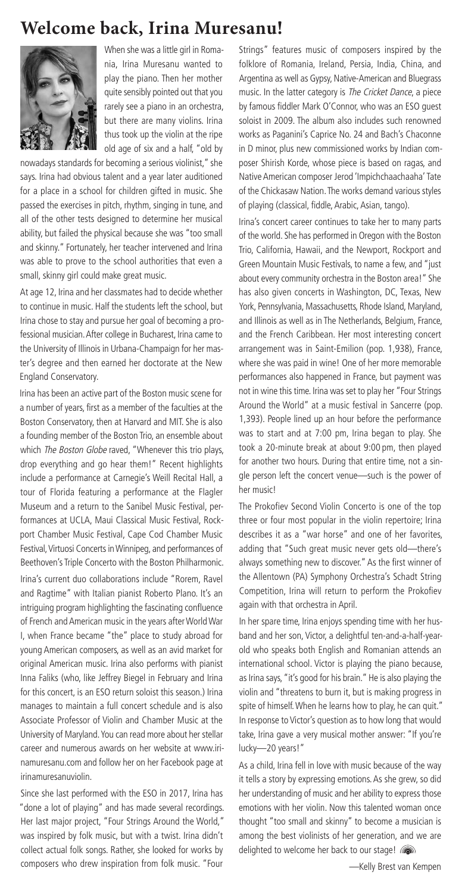# Welcome back, Irina Muresanu!

When she was a little girl in Romania, Irina Muresanu wanted to play the piano. Then her mother quite sensibly pointed out that you rarely see a piano in an orchestra, but there are many violins. Irina thus took up the violin at the ripe old age of six and a half, "old by nowadays standards for becoming a serious violinist," she says. Irina had obvious talent and a year later auditioned for a place in a school for children gifted in music. She passed the exercises in pitch, rhythm, singing in tune, and all of the other tests designed to determine her musical ability, but failed the physical because she was "too small and skinny." Fortunately, her teacher intervened and Irina was able to prove to the school authorities that even a small, skinny girl could make great music.

At age 12, Irina and her classmates had to decide whether to continue in music. Half the students left the school, but Irina chose to stay and pursue her goal of becoming a professional musician. After college in Bucharest, Irina came to the University of Illinois in Urbana-Champaign for her master's degree and then earned her doctorate at the New England Conservatory.

Irina has been an active part of the Boston music scene for a number of years, first as a member of the faculties at the Boston Conservatory, then at Harvard and MIT. She is also a founding member of the Boston Trio, an ensemble about which *The Boston Globe* raved, "Whenever this trio plays, drop everything and go hear them!" Recent highlights include a performance at Carnegie's Weill Recital Hall, a tour of Florida featuring a performance at the Flagler Museum and a return to the Sanibel Music Festival, performances at UCLA, Maui Classical Music Festival, Rockport Chamber Music Festival, Cape Cod Chamber Music Festival, Virtuosi Concerts in Winnipeg, and performances of Beethoven's Triple Concerto with the Boston Philharmonic.

Irina's current duo collaborations include "Rorem, Ravel and Ragtime" with Italian pianist Roberto Plano. It's an intriguing program highlighting the fascinating confluence of French and American music in the years after World War I, when France became "the" place to study abroad for young American composers, as well as an avid market for original American music. Irina also performs with pianist Inna Faliks (who, like Jeffrey Biegel in February and Irina for this concert, is an ESO return soloist this season.) Irina manages to maintain a full concert schedule and is also Associate Professor of Violin and Chamber Music at the University of Maryland. You can read more about her stellar career and numerous awards on her website at www.irinamuresanu.com and follow her on her Facebook page at irinamuresanuviolin.

Since she last performed with the ESO in 2017, Irina has "done a lot of playing" and has made several recordings. Her last major project, "Four Strings Around the World," was inspired by folk music, but with a twist. Irina didn't collect actual folk songs. Rather, she looked for works by composers who drew inspiration from folk music. "Four Strings" features music of composers inspired by the folklore of Romania, Ireland, Persia, India, China, and Argentina as well as Gypsy, Native-American and Bluegrass music. In the latter category is *The Cricket Dance*, a piece by famous fiddler Mark O'Connor, who was an ESO guest soloist in 2009. The album also includes such renowned works as Paganini's Caprice No. 24 and Bach's Chaconne in D minor, plus new commissioned works by Indian composer Shirish Korde, whose piece is based on ragas, and Native American composer Jerod 'Impichchaachaaha' Tate of the Chickasaw Nation. The works demand various styles of playing (classical, fiddle, Arabic, Asian, tango).

Irina's concert career continues to take her to many parts of the world. She has performed in Oregon with the Boston Trio, California, Hawaii, and the Newport, Rockport and Green Mountain Music Festivals, to name a few, and "just about every community orchestra in the Boston area!" She has also given concerts in Washington, DC, Texas, New York, Pennsylvania, Massachusetts, Rhode Island, Maryland, and Illinois as well as in The Netherlands, Belgium, France, and the French Caribbean. Her most interesting concert arrangement was in Saint-Emilion (pop. 1,938), France, where she was paid in wine! One of her more memorable performances also happened in France, but payment was not in wine this time. Irina was set to play her "Four Strings Around the World" at a music festival in Sancerre (pop. 1,393). People lined up an hour before the performance was to start and at 7:00 pm, Irina began to play. She took a 20-minute break at about 9:00 pm, then played for another two hours. During that entire time, not a single person left the concert venue—such is the power of her music!

The Prokofiev Second Violin Concerto is one of the top three or four most popular in the violin repertoire; Irina describes it as a "war horse" and one of her favorites, adding that "Such great music never gets old—there's always something new to discover." As the first winner of the Allentown (PA) Symphony Orchestra's Schadt String Competition, Irina will return to perform the Prokofiev again with that orchestra in April.

In her spare time, Irina enjoys spending time with her husband and her son, Victor, a delightful ten-and-a-half-year-old who speaks both English and Romanian attends an international school. Victor is playing the piano because, as Irina says, "it's good for his brain." He is also playing the violin and "threatens to burn it, but is making progress in spite of himself. When he learns how to play, he can quit." In response to Victor's question as to how long that would take, Irina gave a very musical mother answer: "If you're lucky—20 years!"

As a child, Irina fell in love with music because of the way it tells a story by expressing emotions. As she grew, so did her understanding of music and her ability to express those emotions with her violin. Now this talented woman once thought "too small and skinny" to become a musician is among the best violinists of her generation, and we are delighted to welcome her back to our stage!

—Kelly Brest van Kempen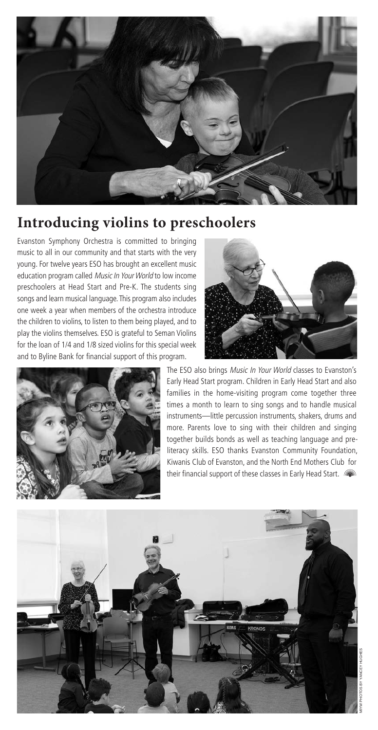## Introducing violins to preschoolers

Evanston Symphony Orchestra is committed to bringing music to all in our community and that starts with the very young. For twelve years ESO has brought an excellent music education program called *Music In Your World* to low income preschoolers at Head Start and Pre-K. The students sing songs and learn musical language. This program also includes one week a year when members of the orchestra introduce the children to violins, to listen to them being played, and to play the violins themselves. ESO is grateful to Seman Violins for the loan of 1/4 and 1/8 sized violins for this special week and to Byline Bank for financial support of this program.

The ESO also brings *Music In Your World* classes to Evanston's Early Head Start program. Children in Early Head Start and also families in the home-visiting program come together three times a month to learn to sing songs and to handle musical instruments—little percussion instruments, shakers, drums and more. Parents love to sing with their children and singing together builds bonds as well as teaching language and pre-literacy skills. ESO thanks Evanston Community Foundation, Kiwanis Club of Evanston, and the North End Mothers Club for their financial support of these classes in Early Head Start.

MIYW PHOTOS BY YANCEY HUGHES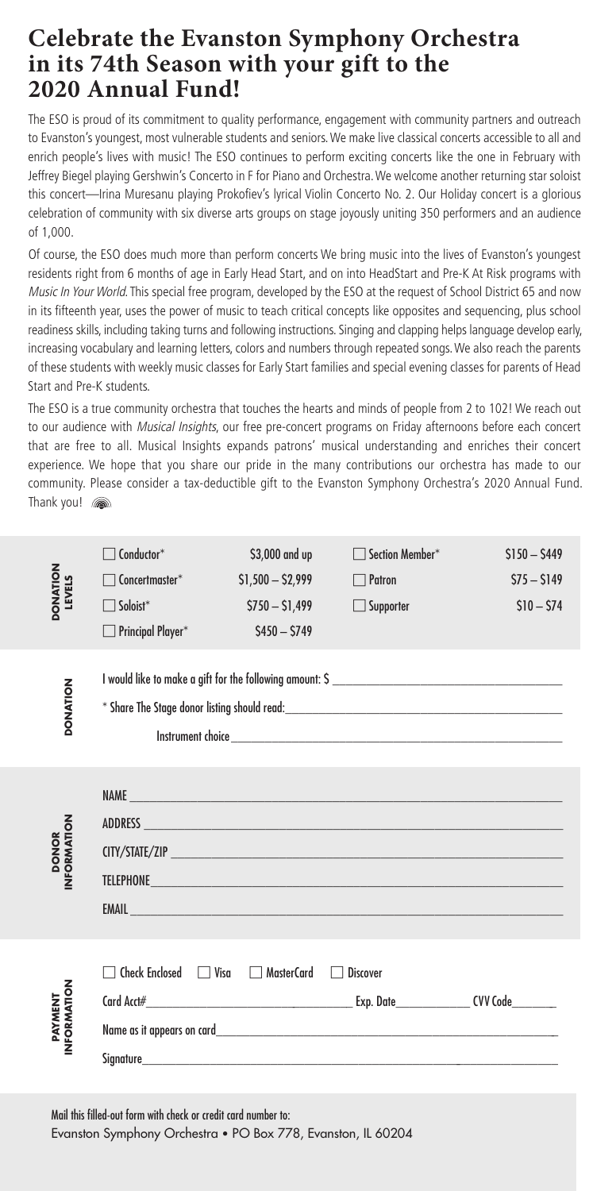# Celebrate the Evanston Symphony Orchestra in its 74th Season with your gift to the 2020 Annual Fund!

The ESO is proud of its commitment to quality performance, engagement with community partners and outreach to Evanston's youngest, most vulnerable students and seniors. We make live classical concerts accessible to all and enrich people's lives with music! The ESO continues to perform exciting concerts like the one in February with Jeffrey Biegel playing Gershwin's Concerto in F for Piano and Orchestra. We welcome another returning star soloist this concert—Irina Muresanu playing Prokofiev's lyrical Violin Concerto No. 2. Our Holiday concert is a glorious celebration of community with six diverse arts groups on stage joyously uniting 350 performers and an audience of 1,000.

Of course, the ESO does much more than perform concerts We bring music into the lives of Evanston's youngest residents right from 6 months of age in Early Head Start, and on into HeadStart and Pre-K At Risk programs with *Music In Your World*. This special free program, developed by the ESO at the request of School District 65 and now in its fifteenth year, uses the power of music to teach critical concepts like opposites and sequencing, plus school readiness skills, including taking turns and following instructions. Singing and clapping helps language develop early, increasing vocabulary and learning letters, colors and numbers through repeated songs. We also reach the parents of these students with weekly music classes for Early Start families and special evening classes for parents of Head Start and Pre-K students.

The ESO is a true community orchestra that touches the hearts and minds of people from 2 to 102! We reach out to our audience with *Musical Insights*, our free pre-concert programs on Friday afternoons before each concert that are free to all. Musical Insights expands patrons' musical understanding and enriches their concert experience. We hope that you share our pride in the many contributions our orchestra has made to our community. Please consider a tax-deductible gift to the Evanston Symphony Orchestra's 2020 Annual Fund. Thank you!

**DONATION LEVELS**

| | | | |
|---|---|---|---|
| ☐ Conductor* | $3,000 and up | ☐ Section Member* | $150 – $449 |
| ☐ Concertmaster* | $1,500 – $2,999 | ☐ Patron | $75 – $149 |
| ☐ Soloist* | $750 – $1,499 | ☐ Supporter | $10 – $74 |
| ☐ Principal Player* | $450 – $749 | | |

**DONATION**

I would like to make a gift for the following amount: $ ______________________

* Share The Stage donor listing should read: ______________________

Instrument choice ______________________

**DONOR INFORMATION**

NAME ______________________

ADDRESS ______________________

CITY/STATE/ZIP ______________________

TELEPHONE ______________________

EMAIL ______________________

**PAYMENT INFORMATION**

☐ Check Enclosed ☐ Visa ☐ MasterCard ☐ Discover

Card Acct# ______________________ Exp. Date__________ CVV Code______

Name as it appears on card ______________________

Signature ______________________

Mail this filled-out form with check or credit card number to:
Evanston Symphony Orchestra • PO Box 778, Evanston, IL 60204